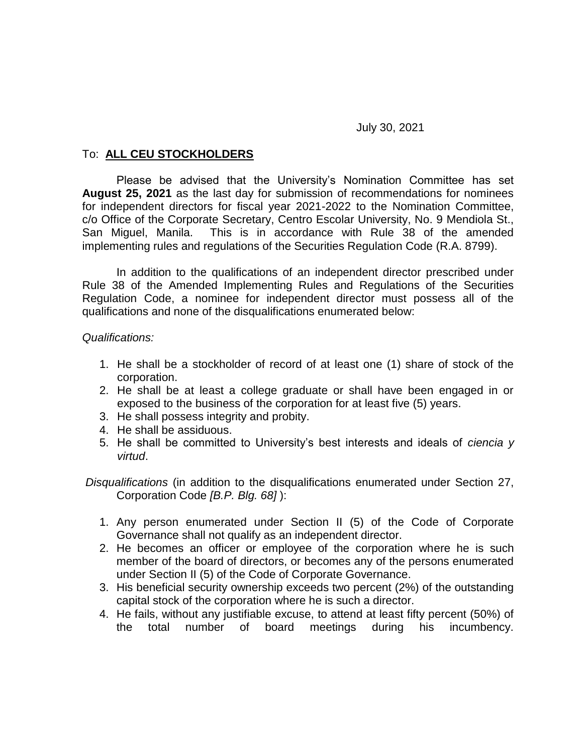July 30, 2021

To: **ALL CEU STOCKHOLDERS**

Please be advised that the University's Nomination Committee has set **August 25, 2021** as the last day for submission of recommendations for nominees for independent directors for fiscal year 2021-2022 to the Nomination Committee, c/o Office of the Corporate Secretary, Centro Escolar University, No. 9 Mendiola St., San Miguel, Manila. This is in accordance with Rule 38 of the amended implementing rules and regulations of the Securities Regulation Code (R.A. 8799).

In addition to the qualifications of an independent director prescribed under Rule 38 of the Amended Implementing Rules and Regulations of the Securities Regulation Code, a nominee for independent director must possess all of the qualifications and none of the disqualifications enumerated below:

*Qualifications:*

1. He shall be a stockholder of record of at least one (1) share of stock of the corporation.
2. He shall be at least a college graduate or shall have been engaged in or exposed to the business of the corporation for at least five (5) years.
3. He shall possess integrity and probity.
4. He shall be assiduous.
5. He shall be committed to University's best interests and ideals of *ciencia y virtud*.

*Disqualifications* (in addition to the disqualifications enumerated under Section 27, Corporation Code *[B.P. Blg. 68]* ):

1. Any person enumerated under Section II (5) of the Code of Corporate Governance shall not qualify as an independent director.
2. He becomes an officer or employee of the corporation where he is such member of the board of directors, or becomes any of the persons enumerated under Section II (5) of the Code of Corporate Governance.
3. His beneficial security ownership exceeds two percent (2%) of the outstanding capital stock of the corporation where he is such a director.
4. He fails, without any justifiable excuse, to attend at least fifty percent (50%) of the total number of board meetings during his incumbency.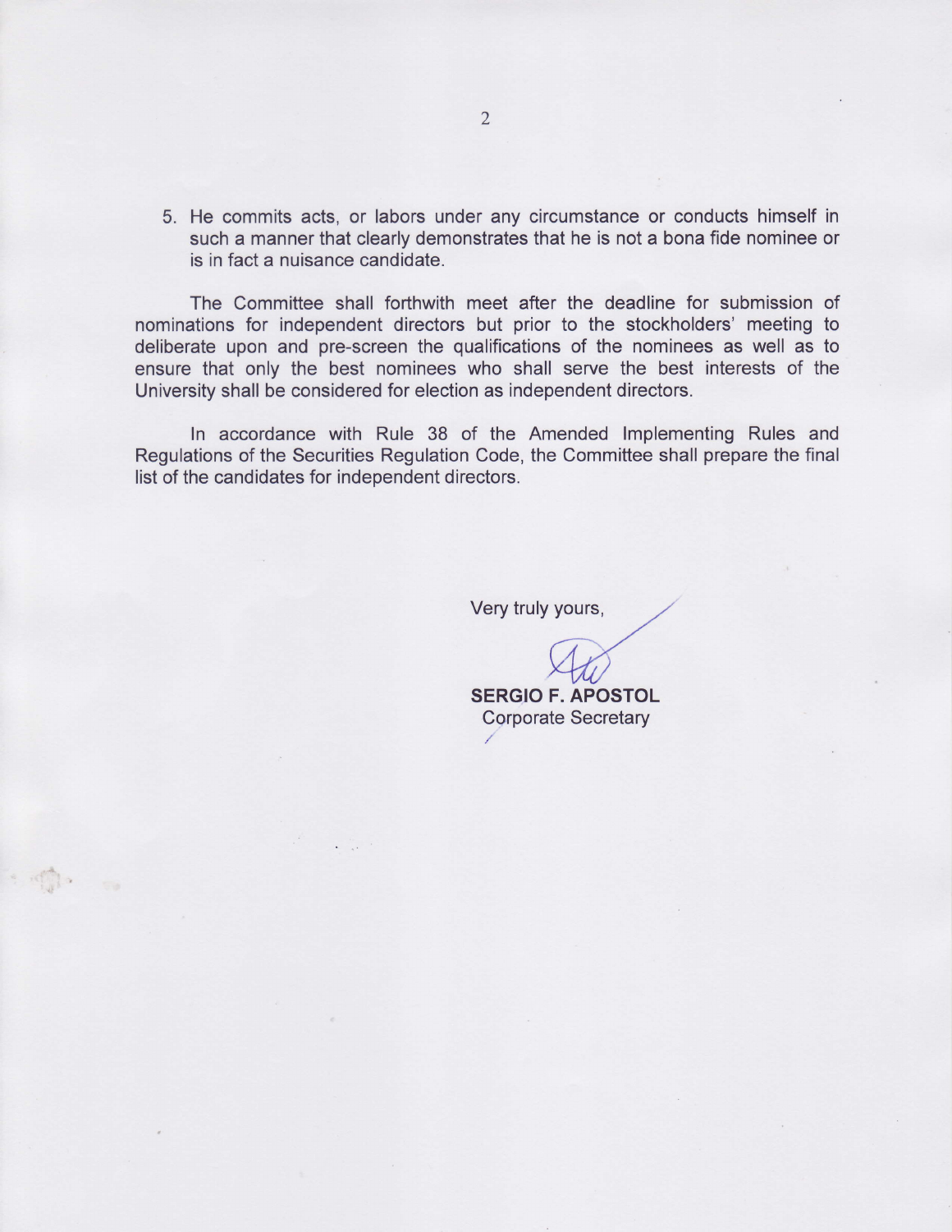5. He commits acts, or labors under any circumstance or conducts himself in such a manner that clearly demonstrates that he is not a bona fide nominee or is in fact a nuisance candidate.

The Committee shall forthwith meet after the deadline for submission of nominations for independent directors but prior to the stockholders' meeting to deliberate upon and pre-screen the qualifications of the nominees as well as to ensure that only the best nominees who shall serve the best interests of the University shall be considered for election as independent directors.

In accordance with Rule 38 of the Amended Implementing Rules and Regulations of the Securities Regulation Code, the Committee shall prepare the final list of the candidates for independent directors.

Very truly yours,

**SERGIO F. APOSTOL**
Corporate Secretary